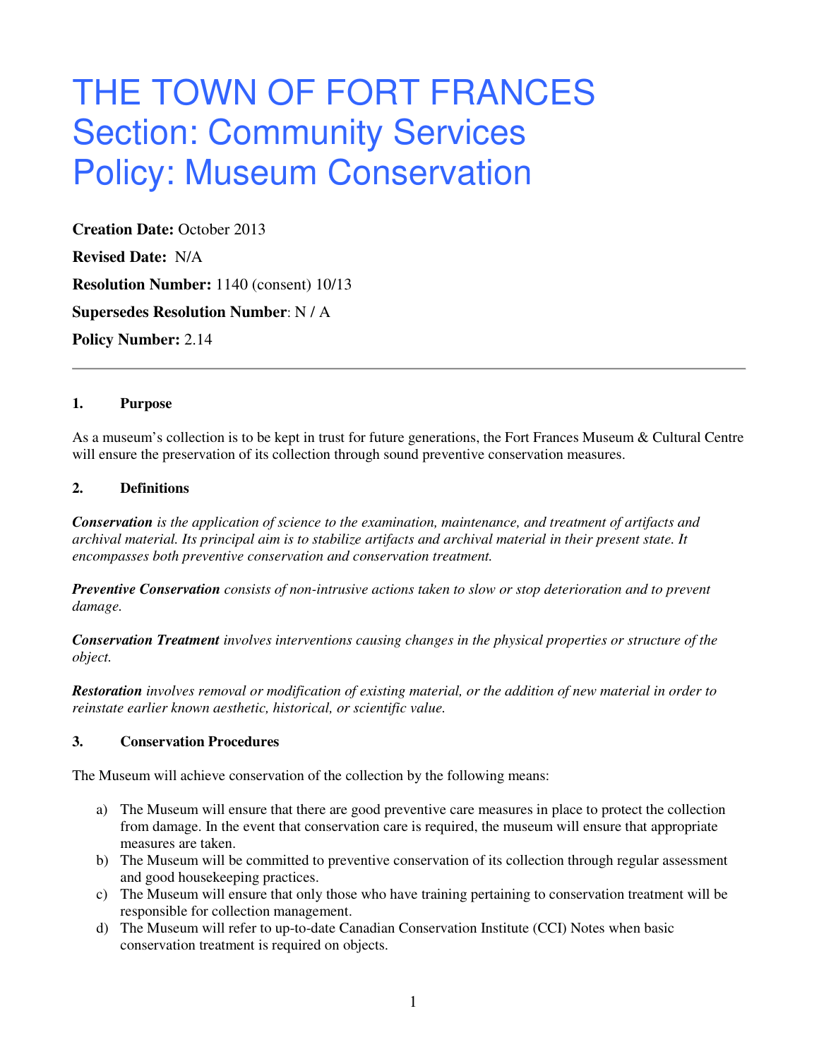# THE TOWN OF FORT FRANCES
# Section: Community Services
# Policy: Museum Conservation

**Creation Date:** October 2013

**Revised Date:** N/A

**Resolution Number:** 1140 (consent) 10/13

**Supersedes Resolution Number**: N / A

**Policy Number:** 2.14

---

### 1. Purpose

As a museum's collection is to be kept in trust for future generations, the Fort Frances Museum & Cultural Centre will ensure the preservation of its collection through sound preventive conservation measures.

### 2. Definitions

***Conservation*** *is the application of science to the examination, maintenance, and treatment of artifacts and archival material. Its principal aim is to stabilize artifacts and archival material in their present state. It encompasses both preventive conservation and conservation treatment.*

***Preventive Conservation*** *consists of non-intrusive actions taken to slow or stop deterioration and to prevent damage.*

***Conservation Treatment*** *involves interventions causing changes in the physical properties or structure of the object.*

***Restoration*** *involves removal or modification of existing material, or the addition of new material in order to reinstate earlier known aesthetic, historical, or scientific value.*

### 3. Conservation Procedures

The Museum will achieve conservation of the collection by the following means:

a) The Museum will ensure that there are good preventive care measures in place to protect the collection from damage. In the event that conservation care is required, the museum will ensure that appropriate measures are taken.
b) The Museum will be committed to preventive conservation of its collection through regular assessment and good housekeeping practices.
c) The Museum will ensure that only those who have training pertaining to conservation treatment will be responsible for collection management.
d) The Museum will refer to up-to-date Canadian Conservation Institute (CCI) Notes when basic conservation treatment is required on objects.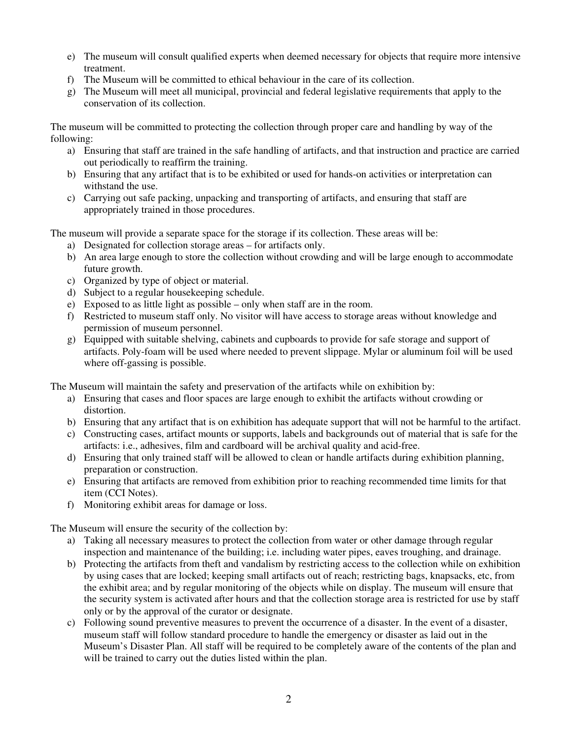e) The museum will consult qualified experts when deemed necessary for objects that require more intensive treatment.
f) The Museum will be committed to ethical behaviour in the care of its collection.
g) The Museum will meet all municipal, provincial and federal legislative requirements that apply to the conservation of its collection.

The museum will be committed to protecting the collection through proper care and handling by way of the following:

a) Ensuring that staff are trained in the safe handling of artifacts, and that instruction and practice are carried out periodically to reaffirm the training.
b) Ensuring that any artifact that is to be exhibited or used for hands-on activities or interpretation can withstand the use.
c) Carrying out safe packing, unpacking and transporting of artifacts, and ensuring that staff are appropriately trained in those procedures.

The museum will provide a separate space for the storage if its collection. These areas will be:

a) Designated for collection storage areas – for artifacts only.
b) An area large enough to store the collection without crowding and will be large enough to accommodate future growth.
c) Organized by type of object or material.
d) Subject to a regular housekeeping schedule.
e) Exposed to as little light as possible – only when staff are in the room.
f) Restricted to museum staff only. No visitor will have access to storage areas without knowledge and permission of museum personnel.
g) Equipped with suitable shelving, cabinets and cupboards to provide for safe storage and support of artifacts. Poly-foam will be used where needed to prevent slippage. Mylar or aluminum foil will be used where off-gassing is possible.

The Museum will maintain the safety and preservation of the artifacts while on exhibition by:

a) Ensuring that cases and floor spaces are large enough to exhibit the artifacts without crowding or distortion.
b) Ensuring that any artifact that is on exhibition has adequate support that will not be harmful to the artifact.
c) Constructing cases, artifact mounts or supports, labels and backgrounds out of material that is safe for the artifacts: i.e., adhesives, film and cardboard will be archival quality and acid-free.
d) Ensuring that only trained staff will be allowed to clean or handle artifacts during exhibition planning, preparation or construction.
e) Ensuring that artifacts are removed from exhibition prior to reaching recommended time limits for that item (CCI Notes).
f) Monitoring exhibit areas for damage or loss.

The Museum will ensure the security of the collection by:

a) Taking all necessary measures to protect the collection from water or other damage through regular inspection and maintenance of the building; i.e. including water pipes, eaves troughing, and drainage.
b) Protecting the artifacts from theft and vandalism by restricting access to the collection while on exhibition by using cases that are locked; keeping small artifacts out of reach; restricting bags, knapsacks, etc, from the exhibit area; and by regular monitoring of the objects while on display. The museum will ensure that the security system is activated after hours and that the collection storage area is restricted for use by staff only or by the approval of the curator or designate.
c) Following sound preventive measures to prevent the occurrence of a disaster. In the event of a disaster, museum staff will follow standard procedure to handle the emergency or disaster as laid out in the Museum's Disaster Plan. All staff will be required to be completely aware of the contents of the plan and will be trained to carry out the duties listed within the plan.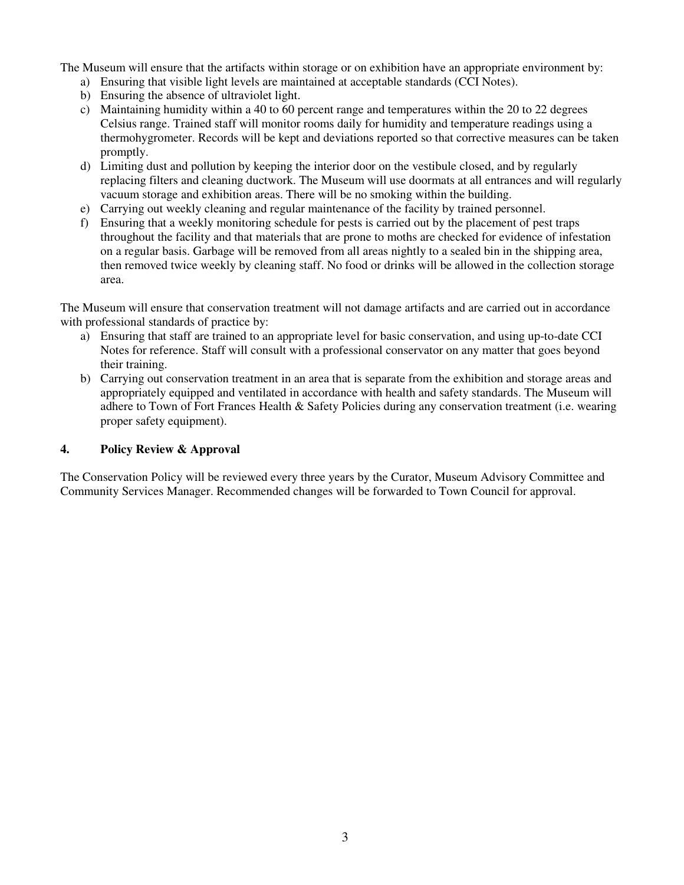The Museum will ensure that the artifacts within storage or on exhibition have an appropriate environment by:

a) Ensuring that visible light levels are maintained at acceptable standards (CCI Notes).
b) Ensuring the absence of ultraviolet light.
c) Maintaining humidity within a 40 to 60 percent range and temperatures within the 20 to 22 degrees Celsius range. Trained staff will monitor rooms daily for humidity and temperature readings using a thermohygrometer. Records will be kept and deviations reported so that corrective measures can be taken promptly.
d) Limiting dust and pollution by keeping the interior door on the vestibule closed, and by regularly replacing filters and cleaning ductwork. The Museum will use doormats at all entrances and will regularly vacuum storage and exhibition areas. There will be no smoking within the building.
e) Carrying out weekly cleaning and regular maintenance of the facility by trained personnel.
f) Ensuring that a weekly monitoring schedule for pests is carried out by the placement of pest traps throughout the facility and that materials that are prone to moths are checked for evidence of infestation on a regular basis. Garbage will be removed from all areas nightly to a sealed bin in the shipping area, then removed twice weekly by cleaning staff. No food or drinks will be allowed in the collection storage area.

The Museum will ensure that conservation treatment will not damage artifacts and are carried out in accordance with professional standards of practice by:

a) Ensuring that staff are trained to an appropriate level for basic conservation, and using up-to-date CCI Notes for reference. Staff will consult with a professional conservator on any matter that goes beyond their training.
b) Carrying out conservation treatment in an area that is separate from the exhibition and storage areas and appropriately equipped and ventilated in accordance with health and safety standards. The Museum will adhere to Town of Fort Frances Health & Safety Policies during any conservation treatment (i.e. wearing proper safety equipment).

## 4. Policy Review & Approval

The Conservation Policy will be reviewed every three years by the Curator, Museum Advisory Committee and Community Services Manager. Recommended changes will be forwarded to Town Council for approval.